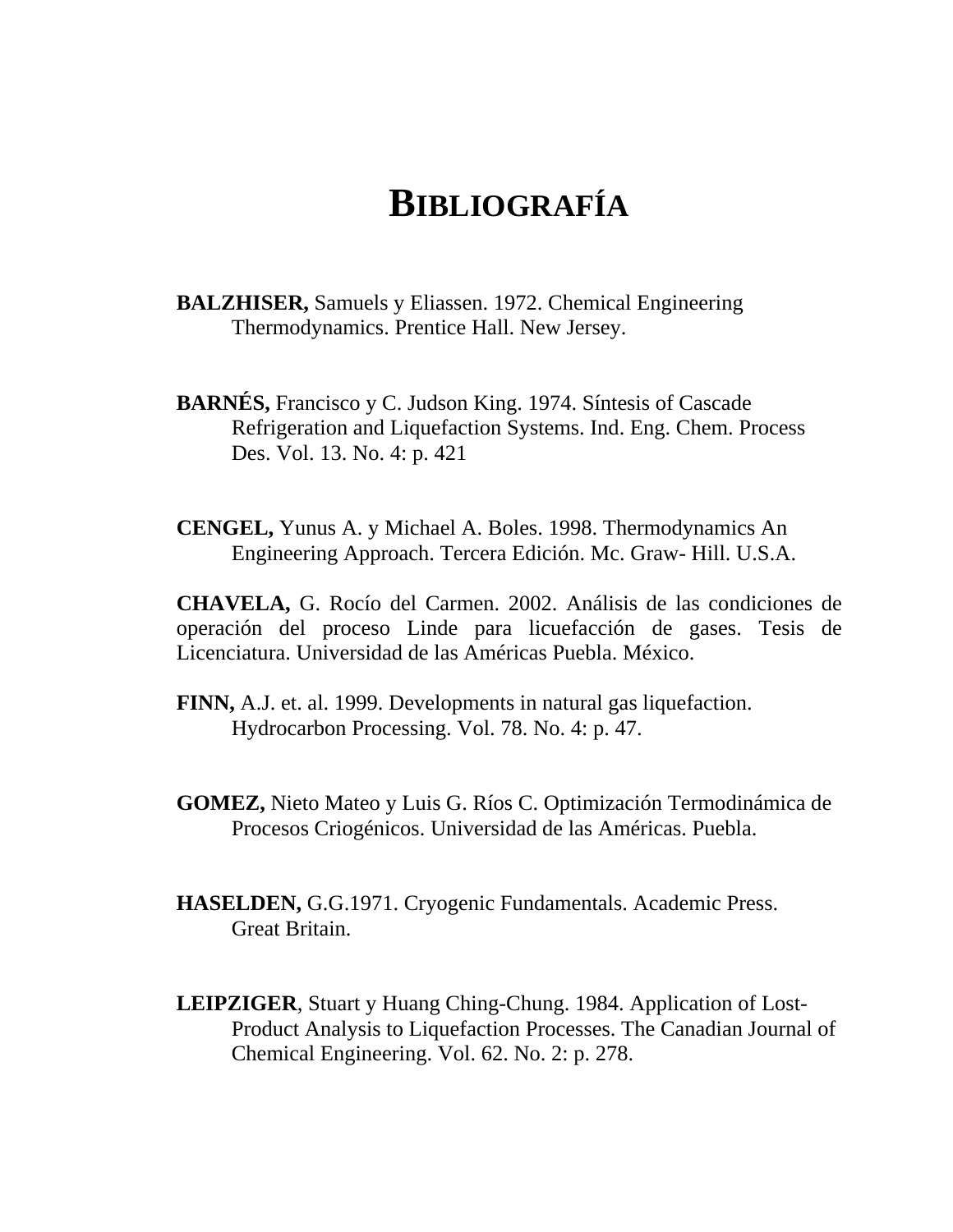# BIBLIOGRAFÍA

**BALZHISER,** Samuels y Eliassen. 1972. Chemical Engineering Thermodynamics. Prentice Hall. New Jersey.

**BARNÉS,** Francisco y C. Judson King. 1974. Síntesis of Cascade Refrigeration and Liquefaction Systems. Ind. Eng. Chem. Process Des. Vol. 13. No. 4: p. 421

**CENGEL,** Yunus A. y Michael A. Boles. 1998. Thermodynamics An Engineering Approach. Tercera Edición. Mc. Graw- Hill. U.S.A.

**CHAVELA,** G. Rocío del Carmen. 2002. Análisis de las condiciones de operación del proceso Linde para licuefacción de gases. Tesis de Licenciatura. Universidad de las Américas Puebla. México.

**FINN,** A.J. et. al. 1999. Developments in natural gas liquefaction. Hydrocarbon Processing. Vol. 78. No. 4: p. 47.

**GOMEZ,** Nieto Mateo y Luis G. Ríos C. Optimización Termodinámica de Procesos Criogénicos. Universidad de las Américas. Puebla.

**HASELDEN,** G.G.1971. Cryogenic Fundamentals. Academic Press. Great Britain.

**LEIPZIGER**, Stuart y Huang Ching-Chung. 1984. Application of Lost-Product Analysis to Liquefaction Processes. The Canadian Journal of Chemical Engineering. Vol. 62. No. 2: p. 278.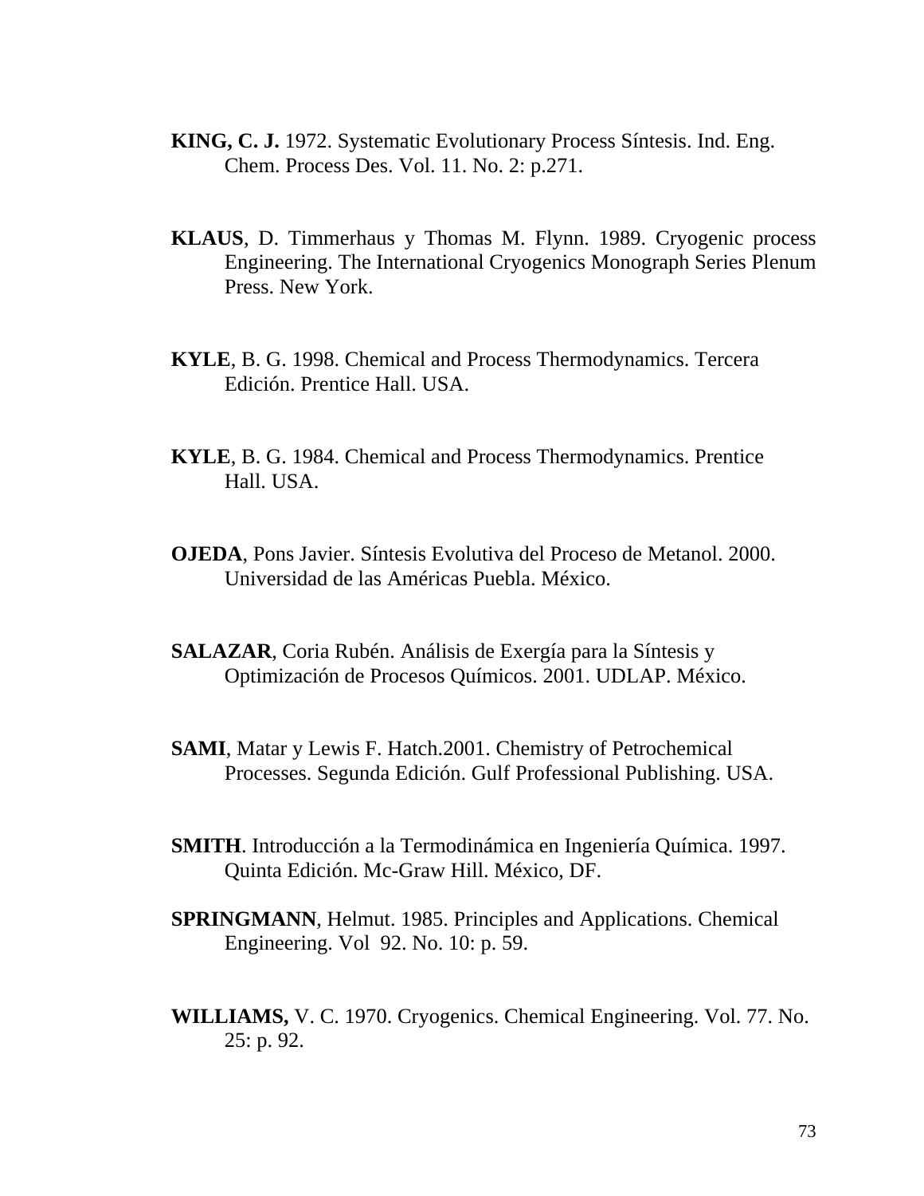**KING, C. J.** 1972. Systematic Evolutionary Process Síntesis. Ind. Eng. Chem. Process Des. Vol. 11. No. 2: p.271.

**KLAUS**, D. Timmerhaus y Thomas M. Flynn. 1989. Cryogenic process Engineering. The International Cryogenics Monograph Series Plenum Press. New York.

**KYLE**, B. G. 1998. Chemical and Process Thermodynamics. Tercera Edición. Prentice Hall. USA.

**KYLE**, B. G. 1984. Chemical and Process Thermodynamics. Prentice Hall. USA.

**OJEDA**, Pons Javier. Síntesis Evolutiva del Proceso de Metanol. 2000. Universidad de las Américas Puebla. México.

**SALAZAR**, Coria Rubén. Análisis de Exergía para la Síntesis y Optimización de Procesos Químicos. 2001. UDLAP. México.

**SAMI**, Matar y Lewis F. Hatch.2001. Chemistry of Petrochemical Processes. Segunda Edición. Gulf Professional Publishing. USA.

**SMITH**. Introducción a la Termodinámica en Ingeniería Química. 1997. Quinta Edición. Mc-Graw Hill. México, DF.

**SPRINGMANN**, Helmut. 1985. Principles and Applications. Chemical Engineering. Vol 92. No. 10: p. 59.

**WILLIAMS,** V. C. 1970. Cryogenics. Chemical Engineering. Vol. 77. No. 25: p. 92.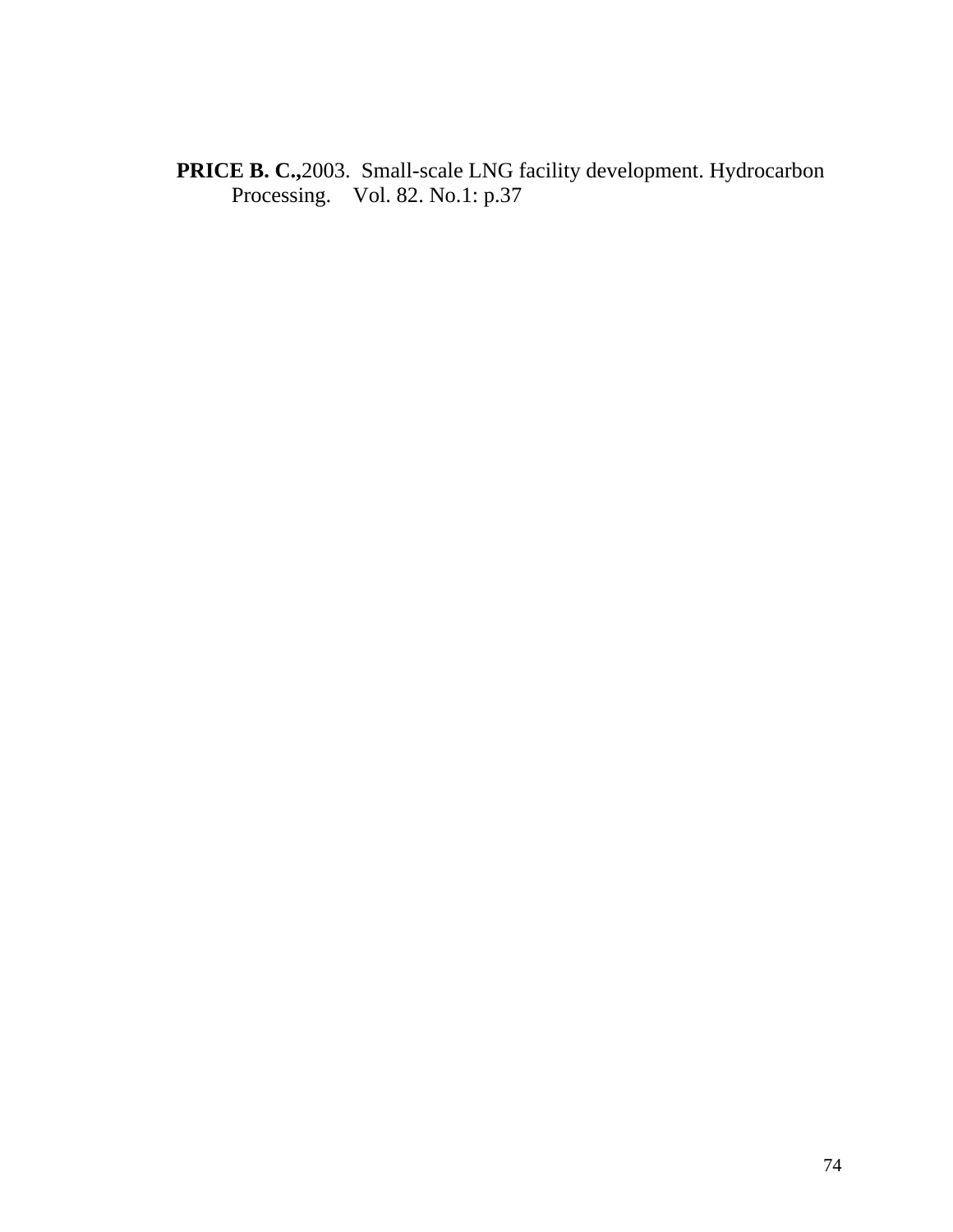**PRICE B. C.,**2003. Small-scale LNG facility development. Hydrocarbon Processing. Vol. 82. No.1: p.37